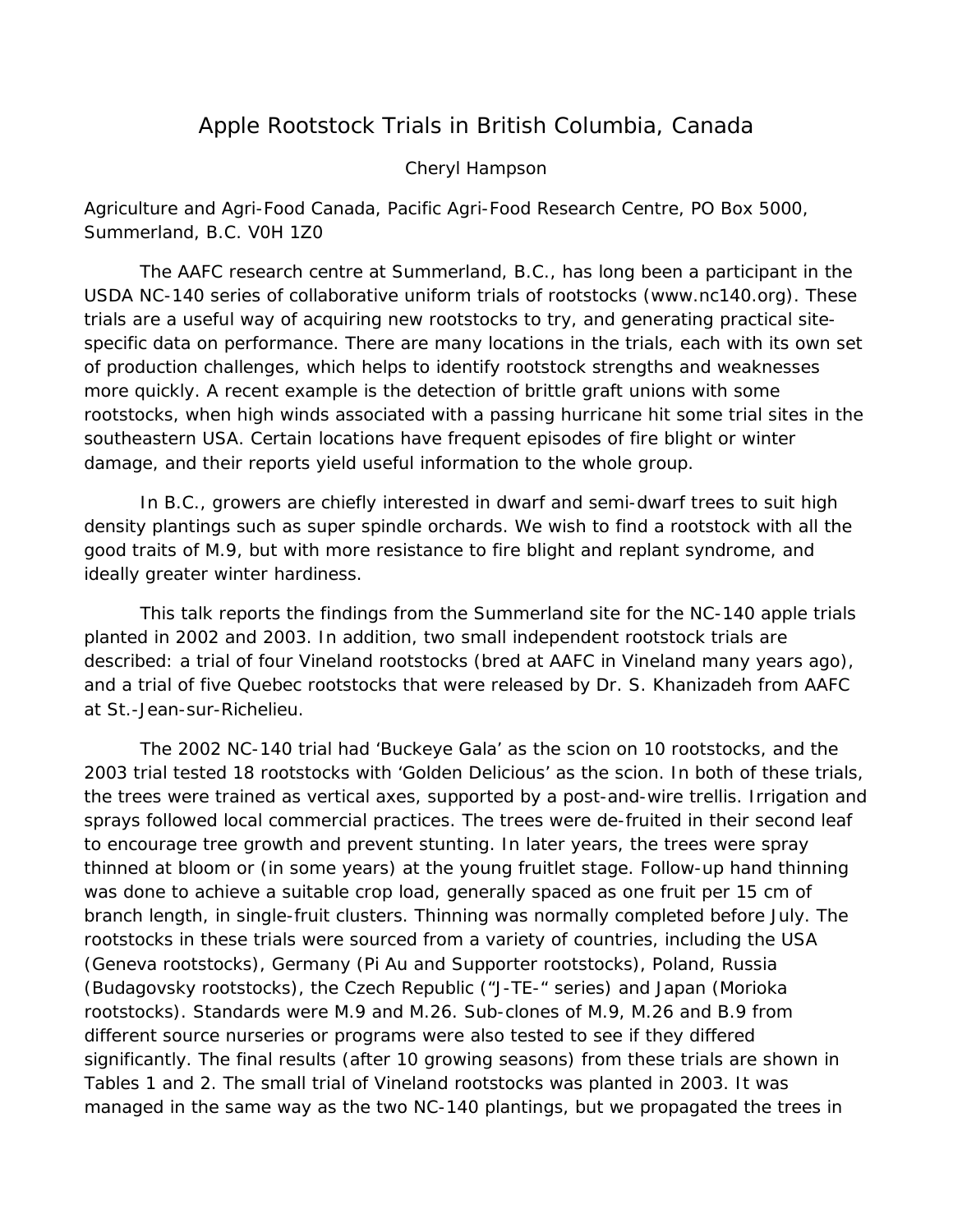# Apple Rootstock Trials in British Columbia, Canada

Cheryl Hampson

Agriculture and Agri-Food Canada, Pacific Agri-Food Research Centre, PO Box 5000, Summerland, B.C. V0H 1Z0

The AAFC research centre at Summerland, B.C., has long been a participant in the USDA NC-140 series of collaborative uniform trials of rootstocks (www.nc140.org). These trials are a useful way of acquiring new rootstocks to try, and generating practical site-specific data on performance. There are many locations in the trials, each with its own set of production challenges, which helps to identify rootstock strengths and weaknesses more quickly. A recent example is the detection of brittle graft unions with some rootstocks, when high winds associated with a passing hurricane hit some trial sites in the southeastern USA. Certain locations have frequent episodes of fire blight or winter damage, and their reports yield useful information to the whole group.

In B.C., growers are chiefly interested in dwarf and semi-dwarf trees to suit high density plantings such as super spindle orchards. We wish to find a rootstock with all the good traits of M.9, but with more resistance to fire blight and replant syndrome, and ideally greater winter hardiness.

This talk reports the findings from the Summerland site for the NC-140 apple trials planted in 2002 and 2003. In addition, two small independent rootstock trials are described: a trial of four Vineland rootstocks (bred at AAFC in Vineland many years ago), and a trial of five Quebec rootstocks that were released by Dr. S. Khanizadeh from AAFC at St.-Jean-sur-Richelieu.

The 2002 NC-140 trial had 'Buckeye Gala' as the scion on 10 rootstocks, and the 2003 trial tested 18 rootstocks with 'Golden Delicious' as the scion. In both of these trials, the trees were trained as vertical axes, supported by a post-and-wire trellis. Irrigation and sprays followed local commercial practices. The trees were de-fruited in their second leaf to encourage tree growth and prevent stunting. In later years, the trees were spray thinned at bloom or (in some years) at the young fruitlet stage. Follow-up hand thinning was done to achieve a suitable crop load, generally spaced as one fruit per 15 cm of branch length, in single-fruit clusters. Thinning was normally completed before July. The rootstocks in these trials were sourced from a variety of countries, including the USA (Geneva rootstocks), Germany (Pi Au and Supporter rootstocks), Poland, Russia (Budagovsky rootstocks), the Czech Republic ("J-TE-" series) and Japan (Morioka rootstocks). Standards were M.9 and M.26. Sub-clones of M.9, M.26 and B.9 from different source nurseries or programs were also tested to see if they differed significantly. The final results (after 10 growing seasons) from these trials are shown in Tables 1 and 2. The small trial of Vineland rootstocks was planted in 2003. It was managed in the same way as the two NC-140 plantings, but we propagated the trees in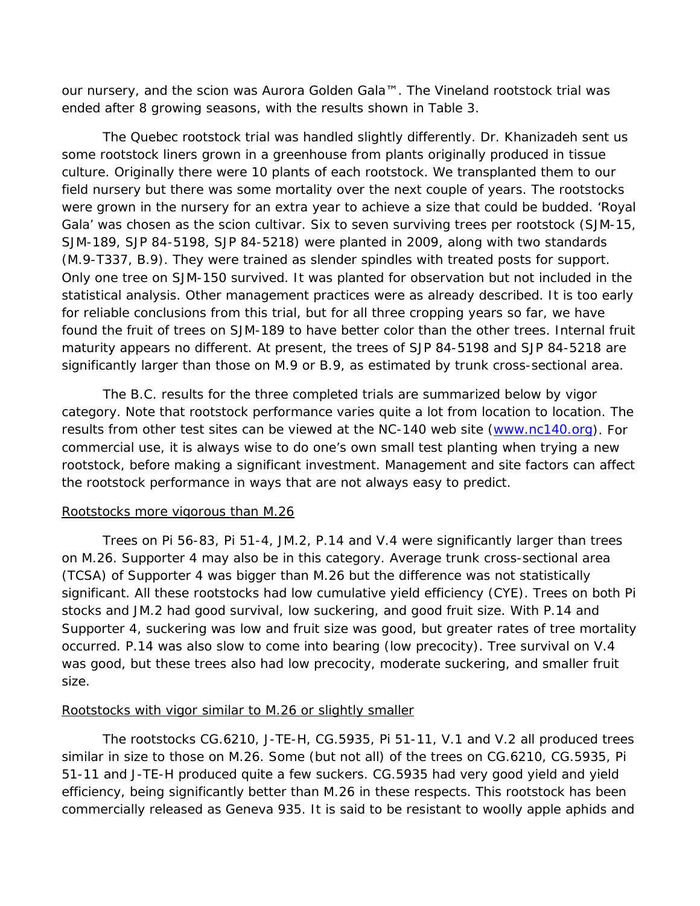our nursery, and the scion was Aurora Golden Gala™. The Vineland rootstock trial was ended after 8 growing seasons, with the results shown in Table 3.

The Quebec rootstock trial was handled slightly differently. Dr. Khanizadeh sent us some rootstock liners grown in a greenhouse from plants originally produced in tissue culture. Originally there were 10 plants of each rootstock. We transplanted them to our field nursery but there was some mortality over the next couple of years. The rootstocks were grown in the nursery for an extra year to achieve a size that could be budded. 'Royal Gala' was chosen as the scion cultivar. Six to seven surviving trees per rootstock (SJM-15, SJM-189, SJP 84-5198, SJP 84-5218) were planted in 2009, along with two standards (M.9-T337, B.9). They were trained as slender spindles with treated posts for support. Only one tree on SJM-150 survived. It was planted for observation but not included in the statistical analysis. Other management practices were as already described. It is too early for reliable conclusions from this trial, but for all three cropping years so far, we have found the fruit of trees on SJM-189 to have better color than the other trees. Internal fruit maturity appears no different. At present, the trees of SJP 84-5198 and SJP 84-5218 are significantly larger than those on M.9 or B.9, as estimated by trunk cross-sectional area.

The B.C. results for the three completed trials are summarized below by vigor category. Note that rootstock performance varies quite a lot from location to location. The results from other test sites can be viewed at the NC-140 web site ([www.nc140.org](http://www.nc140.org)). For commercial use, it is always wise to do one's own small test planting when trying a new rootstock, before making a significant investment. Management and site factors can affect the rootstock performance in ways that are not always easy to predict.

<u>Rootstocks more vigorous than M.26</u>

Trees on Pi 56-83, Pi 51-4, JM.2, P.14 and V.4 were significantly larger than trees on M.26. Supporter 4 may also be in this category. Average trunk cross-sectional area (TCSA) of Supporter 4 was bigger than M.26 but the difference was not statistically significant. All these rootstocks had low cumulative yield efficiency (CYE). Trees on both Pi stocks and JM.2 had good survival, low suckering, and good fruit size. With P.14 and Supporter 4, suckering was low and fruit size was good, but greater rates of tree mortality occurred. P.14 was also slow to come into bearing (low precocity). Tree survival on V.4 was good, but these trees also had low precocity, moderate suckering, and smaller fruit size.

<u>Rootstocks with vigor similar to M.26 or slightly smaller</u>

The rootstocks CG.6210, J-TE-H, CG.5935, Pi 51-11, V.1 and V.2 all produced trees similar in size to those on M.26. Some (but not all) of the trees on CG.6210, CG.5935, Pi 51-11 and J-TE-H produced quite a few suckers. CG.5935 had very good yield and yield efficiency, being significantly better than M.26 in these respects. This rootstock has been commercially released as Geneva 935. It is said to be resistant to woolly apple aphids and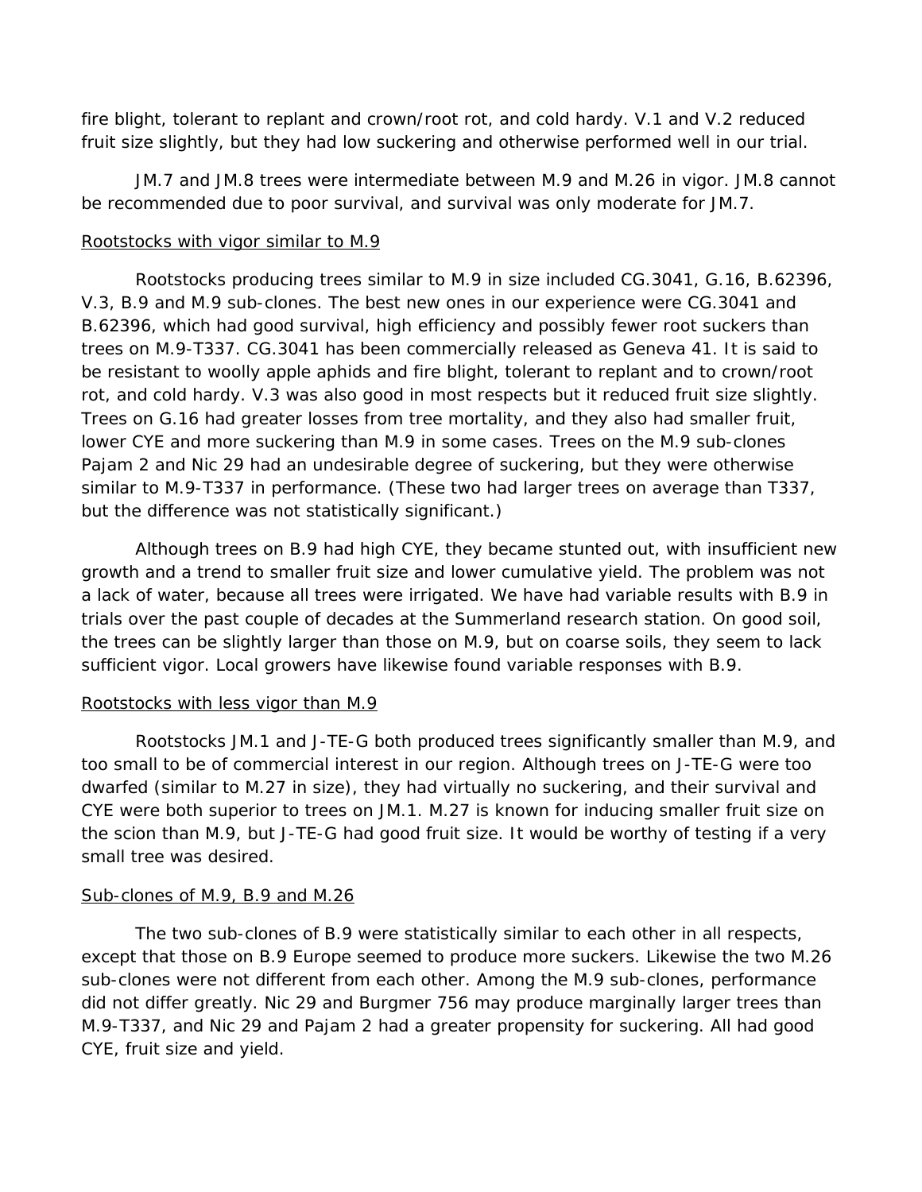fire blight, tolerant to replant and crown/root rot, and cold hardy. V.1 and V.2 reduced fruit size slightly, but they had low suckering and otherwise performed well in our trial.

JM.7 and JM.8 trees were intermediate between M.9 and M.26 in vigor. JM.8 cannot be recommended due to poor survival, and survival was only moderate for JM.7.

Rootstocks with vigor similar to M.9

Rootstocks producing trees similar to M.9 in size included CG.3041, G.16, B.62396, V.3, B.9 and M.9 sub-clones. The best new ones in our experience were CG.3041 and B.62396, which had good survival, high efficiency and possibly fewer root suckers than trees on M.9-T337. CG.3041 has been commercially released as Geneva 41. It is said to be resistant to woolly apple aphids and fire blight, tolerant to replant and to crown/root rot, and cold hardy. V.3 was also good in most respects but it reduced fruit size slightly. Trees on G.16 had greater losses from tree mortality, and they also had smaller fruit, lower CYE and more suckering than M.9 in some cases. Trees on the M.9 sub-clones Pajam 2 and Nic 29 had an undesirable degree of suckering, but they were otherwise similar to M.9-T337 in performance. (These two had larger trees on average than T337, but the difference was not statistically significant.)

Although trees on B.9 had high CYE, they became stunted out, with insufficient new growth and a trend to smaller fruit size and lower cumulative yield. The problem was not a lack of water, because all trees were irrigated. We have had variable results with B.9 in trials over the past couple of decades at the Summerland research station. On good soil, the trees can be slightly larger than those on M.9, but on coarse soils, they seem to lack sufficient vigor. Local growers have likewise found variable responses with B.9.

Rootstocks with less vigor than M.9

Rootstocks JM.1 and J-TE-G both produced trees significantly smaller than M.9, and too small to be of commercial interest in our region. Although trees on J-TE-G were too dwarfed (similar to M.27 in size), they had virtually no suckering, and their survival and CYE were both superior to trees on JM.1. M.27 is known for inducing smaller fruit size on the scion than M.9, but J-TE-G had good fruit size. It would be worthy of testing if a very small tree was desired.

Sub-clones of M.9, B.9 and M.26

The two sub-clones of B.9 were statistically similar to each other in all respects, except that those on B.9 Europe seemed to produce more suckers. Likewise the two M.26 sub-clones were not different from each other. Among the M.9 sub-clones, performance did not differ greatly. Nic 29 and Burgmer 756 may produce marginally larger trees than M.9-T337, and Nic 29 and Pajam 2 had a greater propensity for suckering. All had good CYE, fruit size and yield.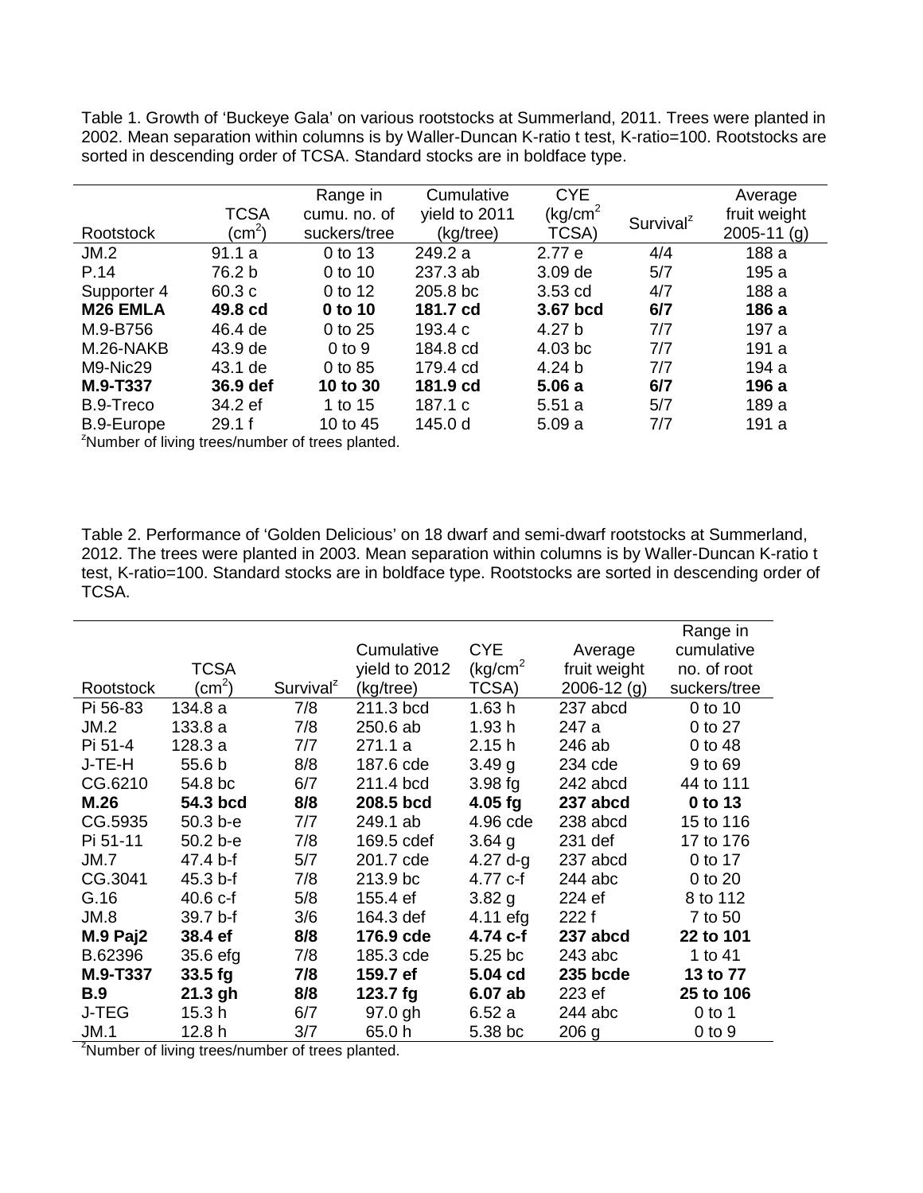Table 1. Growth of 'Buckeye Gala' on various rootstocks at Summerland, 2011. Trees were planted in 2002. Mean separation within columns is by Waller-Duncan K-ratio t test, K-ratio=100. Rootstocks are sorted in descending order of TCSA. Standard stocks are in boldface type.

| Rootstock | TCSA ($cm^2$) | Range in cumu. no. of suckers/tree | Cumulative yield to 2011 (kg/tree) | CYE ($kg/cm^2$ TCSA) | Survival[z] | Average fruit weight 2005-11 (g) |
|---|---|---|---|---|---|---|
| JM.2 | 91.1 a | 0 to 13 | 249.2 a | 2.77 e | 4/4 | 188 a |
| P.14 | 76.2 b | 0 to 10 | 237.3 ab | 3.09 de | 5/7 | 195 a |
| Supporter 4 | 60.3 c | 0 to 12 | 205.8 bc | 3.53 cd | 4/7 | 188 a |
| **M26 EMLA** | **49.8 cd** | **0 to 10** | **181.7 cd** | **3.67 bcd** | **6/7** | **186 a** |
| M.9-B756 | 46.4 de | 0 to 25 | 193.4 c | 4.27 b | 7/7 | 197 a |
| M.26-NAKB | 43.9 de | 0 to 9 | 184.8 cd | 4.03 bc | 7/7 | 191 a |
| M9-Nic29 | 43.1 de | 0 to 85 | 179.4 cd | 4.24 b | 7/7 | 194 a |
| **M.9-T337** | **36.9 def** | **10 to 30** | **181.9 cd** | **5.06 a** | **6/7** | **196 a** |
| B.9-Treco | 34.2 ef | 1 to 15 | 187.1 c | 5.51 a | 5/7 | 189 a |
| B.9-Europe | 29.1 f | 10 to 45 | 145.0 d | 5.09 a | 7/7 | 191 a |

[z]Number of living trees/number of trees planted.

Table 2. Performance of 'Golden Delicious' on 18 dwarf and semi-dwarf rootstocks at Summerland, 2012. The trees were planted in 2003. Mean separation within columns is by Waller-Duncan K-ratio t test, K-ratio=100. Standard stocks are in boldface type. Rootstocks are sorted in descending order of TCSA.

| Rootstock | TCSA ($cm^2$) | Survival[z] | Cumulative yield to 2012 (kg/tree) | CYE ($kg/cm^2$ TCSA) | Average fruit weight 2006-12 (g) | Range in cumulative no. of root suckers/tree |
|---|---|---|---|---|---|---|
| Pi 56-83 | 134.8 a | 7/8 | 211.3 bcd | 1.63 h | 237 abcd | 0 to 10 |
| JM.2 | 133.8 a | 7/8 | 250.6 ab | 1.93 h | 247 a | 0 to 27 |
| Pi 51-4 | 128.3 a | 7/7 | 271.1 a | 2.15 h | 246 ab | 0 to 48 |
| J-TE-H | 55.6 b | 8/8 | 187.6 cde | 3.49 g | 234 cde | 9 to 69 |
| CG.6210 | 54.8 bc | 6/7 | 211.4 bcd | 3.98 fg | 242 abcd | 44 to 111 |
| **M.26** | **54.3 bcd** | **8/8** | **208.5 bcd** | **4.05 fg** | **237 abcd** | **0 to 13** |
| CG.5935 | 50.3 b-e | 7/7 | 249.1 ab | 4.96 cde | 238 abcd | 15 to 116 |
| Pi 51-11 | 50.2 b-e | 7/8 | 169.5 cdef | 3.64 g | 231 def | 17 to 176 |
| JM.7 | 47.4 b-f | 5/7 | 201.7 cde | 4.27 d-g | 237 abcd | 0 to 17 |
| CG.3041 | 45.3 b-f | 7/8 | 213.9 bc | 4.77 c-f | 244 abc | 0 to 20 |
| G.16 | 40.6 c-f | 5/8 | 155.4 ef | 3.82 g | 224 ef | 8 to 112 |
| JM.8 | 39.7 b-f | 3/6 | 164.3 def | 4.11 efg | 222 f | 7 to 50 |
| **M.9 Paj2** | **38.4 ef** | **8/8** | **176.9 cde** | **4.74 c-f** | **237 abcd** | **22 to 101** |
| B.62396 | 35.6 efg | 7/8 | 185.3 cde | 5.25 bc | 243 abc | 1 to 41 |
| **M.9-T337** | **33.5 fg** | **7/8** | **159.7 ef** | **5.04 cd** | **235 bcde** | **13 to 77** |
| **B.9** | **21.3 gh** | **8/8** | **123.7 fg** | **6.07 ab** | 223 ef | **25 to 106** |
| J-TEG | 15.3 h | 6/7 | 97.0 gh | 6.52 a | 244 abc | 0 to 1 |
| JM.1 | 12.8 h | 3/7 | 65.0 h | 5.38 bc | 206 g | 0 to 9 |

[z]Number of living trees/number of trees planted.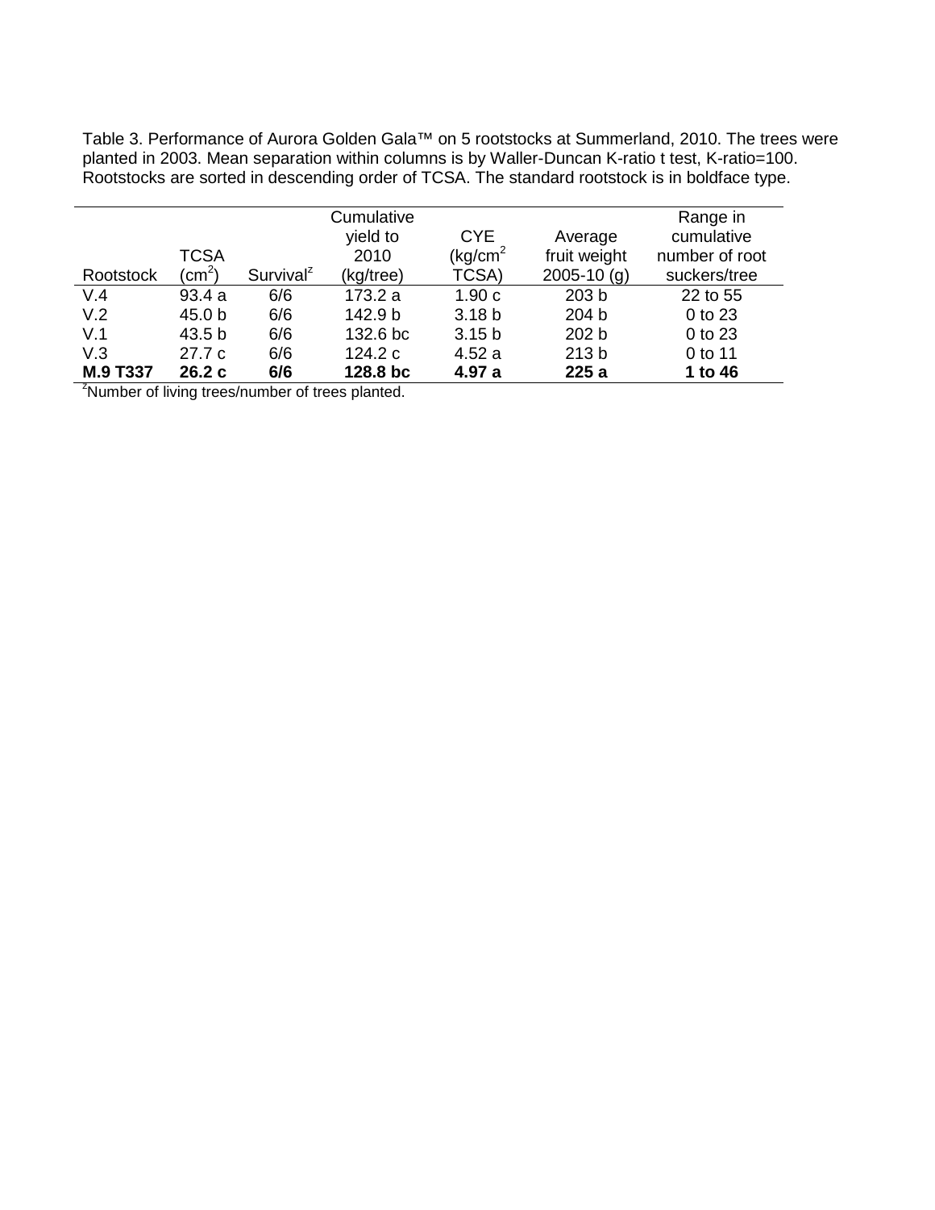Table 3. Performance of Aurora Golden Gala™ on 5 rootstocks at Summerland, 2010. The trees were planted in 2003. Mean separation within columns is by Waller-Duncan K-ratio t test, K-ratio=100. Rootstocks are sorted in descending order of TCSA. The standard rootstock is in boldface type.

| Rootstock | TCSA ($cm^2$) | Survival[z] | Cumulative yield to 2010 (kg/tree) | CYE ($kg/cm^2$ TCSA) | Average fruit weight 2005-10 (g) | Range in cumulative number of root suckers/tree |
|---|---|---|---|---|---|---|
| V.4 | 93.4 a | 6/6 | 173.2 a | 1.90 c | 203 b | 22 to 55 |
| V.2 | 45.0 b | 6/6 | 142.9 b | 3.18 b | 204 b | 0 to 23 |
| V.1 | 43.5 b | 6/6 | 132.6 bc | 3.15 b | 202 b | 0 to 23 |
| V.3 | 27.7 c | 6/6 | 124.2 c | 4.52 a | 213 b | 0 to 11 |
| **M.9 T337** | **26.2 c** | **6/6** | **128.8 bc** | **4.97 a** | **225 a** | **1 to 46** |

[z]Number of living trees/number of trees planted.